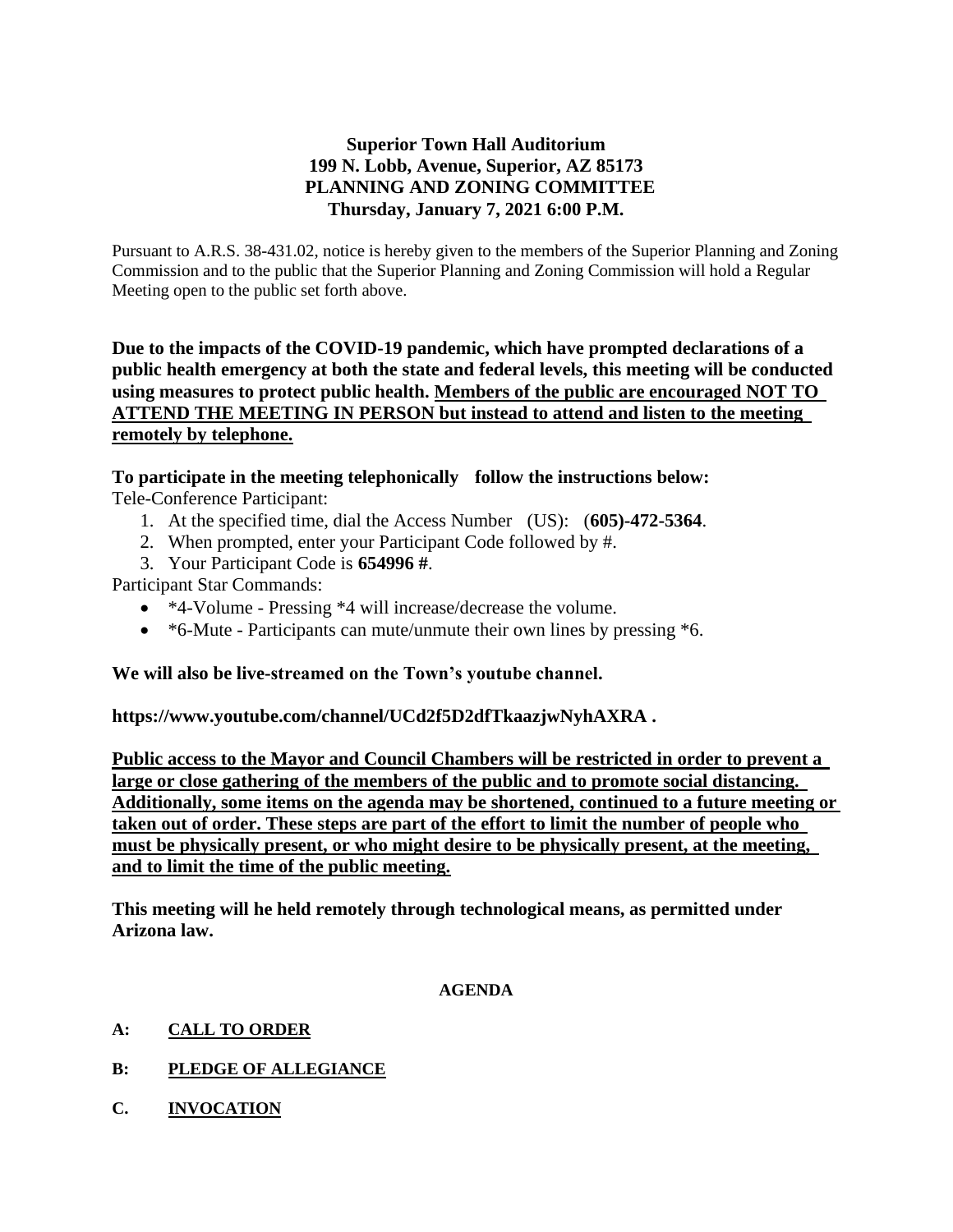**Superior Town Hall Auditorium**
**199 N. Lobb, Avenue, Superior, AZ 85173**
**PLANNING AND ZONING COMMITTEE**
**Thursday, January 7, 2021 6:00 P.M.**

Pursuant to A.R.S. 38-431.02, notice is hereby given to the members of the Superior Planning and Zoning Commission and to the public that the Superior Planning and Zoning Commission will hold a Regular Meeting open to the public set forth above.

**Due to the impacts of the COVID-19 pandemic, which have prompted declarations of a public health emergency at both the state and federal levels, this meeting will be conducted using measures to protect public health. <u>Members of the public are encouraged NOT TO ATTEND THE MEETING IN PERSON but instead to attend and listen to the meeting remotely by telephone.</u>**

**To participate in the meeting telephonically follow the instructions below:**

Tele-Conference Participant:

1. At the specified time, dial the Access Number (US): (**605)-472-5364**.
2. When prompted, enter your Participant Code followed by #.
3. Your Participant Code is **654996 #**.

Participant Star Commands:

- *4-Volume - Pressing *4 will increase/decrease the volume.
- *6-Mute - Participants can mute/unmute their own lines by pressing *6.

**We will also be live-streamed on the Town's youtube channel.**

**https://www.youtube.com/channel/UCd2f5D2dfTkaazjwNyhAXRA .**

**<u>Public access to the Mayor and Council Chambers will be restricted in order to prevent a large or close gathering of the members of the public and to promote social distancing. Additionally, some items on the agenda may be shortened, continued to a future meeting or taken out of order. These steps are part of the effort to limit the number of people who must be physically present, or who might desire to be physically present, at the meeting, and to limit the time of the public meeting.</u>**

**This meeting will he held remotely through technological means, as permitted under Arizona law.**

**AGENDA**

**A: <u>CALL TO ORDER</u>**

**B: <u>PLEDGE OF ALLEGIANCE</u>**

**C. <u>INVOCATION</u>**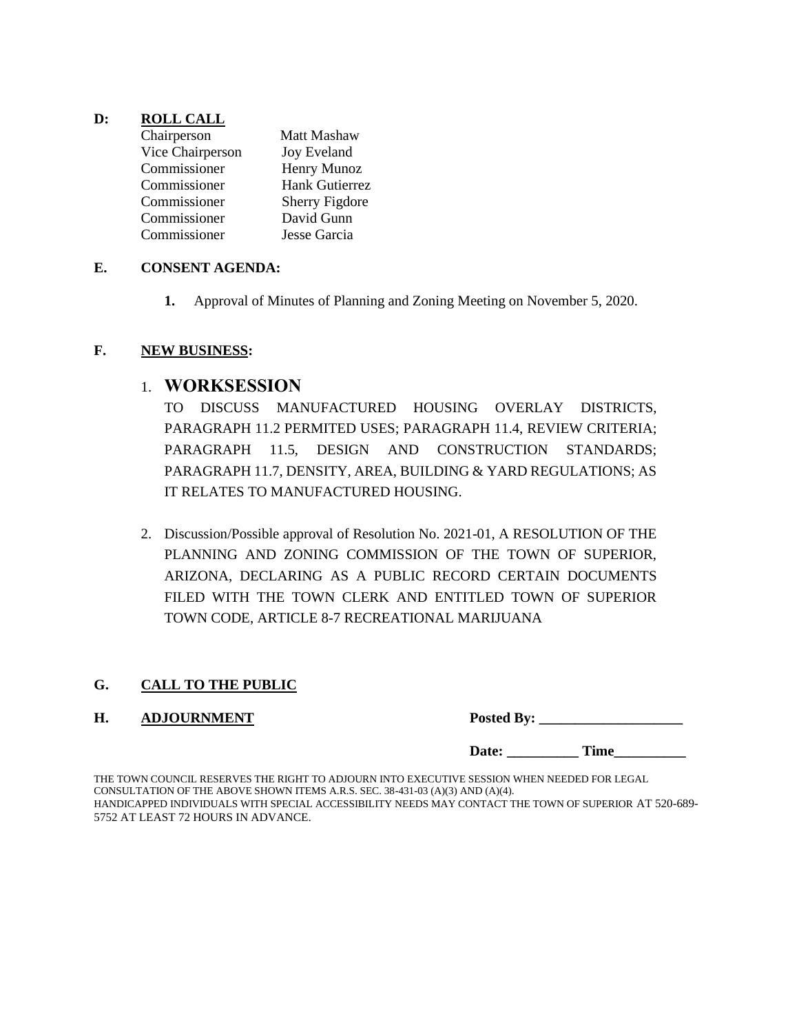**D: ROLL CALL**

| | |
|---|---|
| Chairperson | Matt Mashaw |
| Vice Chairperson | Joy Eveland |
| Commissioner | Henry Munoz |
| Commissioner | Hank Gutierrez |
| Commissioner | Sherry Figdore |
| Commissioner | David Gunn |
| Commissioner | Jesse Garcia |

**E. CONSENT AGENDA:**

**1.** Approval of Minutes of Planning and Zoning Meeting on November 5, 2020.

**F. NEW BUSINESS:**

1. **WORKSESSION**
   TO DISCUSS MANUFACTURED HOUSING OVERLAY DISTRICTS, PARAGRAPH 11.2 PERMITED USES; PARAGRAPH 11.4, REVIEW CRITERIA; PARAGRAPH 11.5, DESIGN AND CONSTRUCTION STANDARDS; PARAGRAPH 11.7, DENSITY, AREA, BUILDING & YARD REGULATIONS; AS IT RELATES TO MANUFACTURED HOUSING.

2. Discussion/Possible approval of Resolution No. 2021-01, A RESOLUTION OF THE PLANNING AND ZONING COMMISSION OF THE TOWN OF SUPERIOR, ARIZONA, DECLARING AS A PUBLIC RECORD CERTAIN DOCUMENTS FILED WITH THE TOWN CLERK AND ENTITLED TOWN OF SUPERIOR TOWN CODE, ARTICLE 8-7 RECREATIONAL MARIJUANA

**G. CALL TO THE PUBLIC**

**H. ADJOURNMENT**

**Posted By: ____________________**

**Date: __________ Time__________**

THE TOWN COUNCIL RESERVES THE RIGHT TO ADJOURN INTO EXECUTIVE SESSION WHEN NEEDED FOR LEGAL CONSULTATION OF THE ABOVE SHOWN ITEMS A.R.S. SEC. 38-431-03 (A)(3) AND (A)(4).
HANDICAPPED INDIVIDUALS WITH SPECIAL ACCESSIBILITY NEEDS MAY CONTACT THE TOWN OF SUPERIOR AT 520-689-5752 AT LEAST 72 HOURS IN ADVANCE.